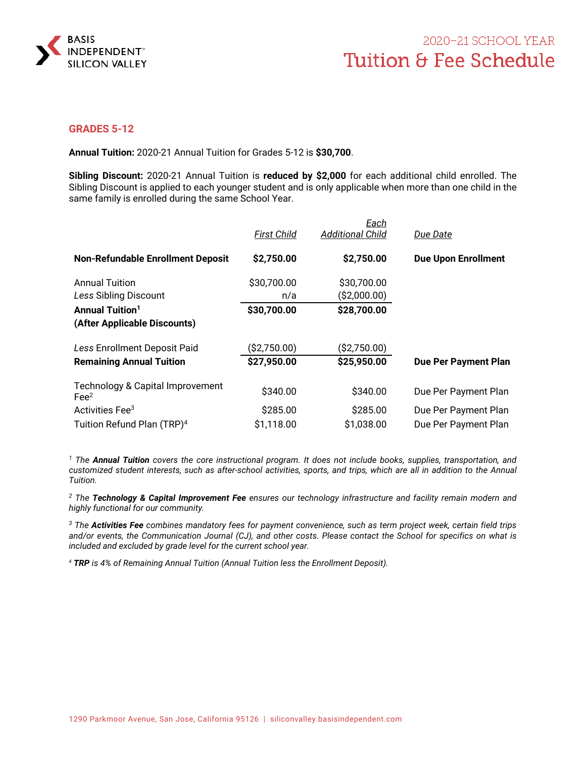# 2020–21 SCHOOL YEAR

# Tuition & Fee Schedule

BASIS INDEPENDENT™ SILICON VALLEY

## GRADES 5-12

**Annual Tuition:** 2020-21 Annual Tuition for Grades 5-12 is **$30,700**.

**Sibling Discount:** 2020-21 Annual Tuition is **reduced by $2,000** for each additional child enrolled. The Sibling Discount is applied to each younger student and is only applicable when more than one child in the same family is enrolled during the same School Year.

| | *First Child* | *Each Additional Child* | *Due Date* |
|---|---|---|---|
| **Non-Refundable Enrollment Deposit** | **$2,750.00** | **$2,750.00** | **Due Upon Enrollment** |
| Annual Tuition | $30,700.00 | $30,700.00 | |
| *Less* Sibling Discount | n/a | ($2,000.00) | |
| **Annual Tuition[1] (After Applicable Discounts)** | **$30,700.00** | **$28,700.00** | |
| *Less* Enrollment Deposit Paid | ($2,750.00) | ($2,750.00) | |
| **Remaining Annual Tuition** | **$27,950.00** | **$25,950.00** | **Due Per Payment Plan** |
| Technology & Capital Improvement Fee[2] | $340.00 | $340.00 | Due Per Payment Plan |
| Activities Fee[3] | $285.00 | $285.00 | Due Per Payment Plan |
| Tuition Refund Plan (TRP)[4] | $1,118.00 | $1,038.00 | Due Per Payment Plan |

*[1] The **Annual Tuition** covers the core instructional program. It does not include books, supplies, transportation, and customized student interests, such as after-school activities, sports, and trips, which are all in addition to the Annual Tuition.*

*[2] The **Technology & Capital Improvement Fee** ensures our technology infrastructure and facility remain modern and highly functional for our community.*

*[3] The **Activities Fee** combines mandatory fees for payment convenience, such as term project week, certain field trips and/or events, the Communication Journal (CJ), and other costs. Please contact the School for specifics on what is included and excluded by grade level for the current school year.*

*[4] **TRP** is 4% of Remaining Annual Tuition (Annual Tuition less the Enrollment Deposit).*

1290 Parkmoor Avenue, San Jose, California 95126 | siliconvalley.basisindependent.com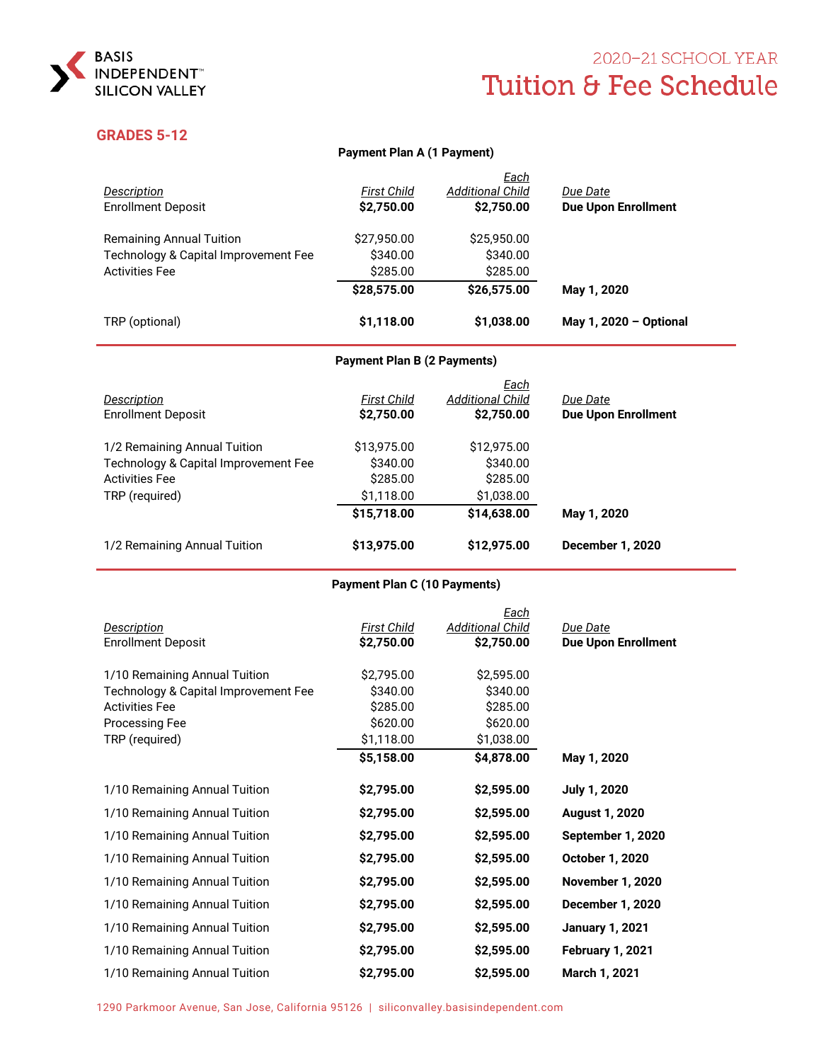BASIS INDEPENDENT™ SILICON VALLEY

2020–21 SCHOOL YEAR

# Tuition & Fee Schedule

## GRADES 5-12

### Payment Plan A (1 Payment)

| Description | First Child | Each Additional Child | Due Date |
|---|---|---|---|
| Enrollment Deposit | **$2,750.00** | **$2,750.00** | **Due Upon Enrollment** |
| Remaining Annual Tuition | $27,950.00 | $25,950.00 | |
| Technology & Capital Improvement Fee | $340.00 | $340.00 | |
| Activities Fee | $285.00 | $285.00 | |
| | **$28,575.00** | **$26,575.00** | **May 1, 2020** |
| TRP (optional) | **$1,118.00** | **$1,038.00** | **May 1, 2020 – Optional** |

### Payment Plan B (2 Payments)

| Description | First Child | Each Additional Child | Due Date |
|---|---|---|---|
| Enrollment Deposit | **$2,750.00** | **$2,750.00** | **Due Upon Enrollment** |
| 1/2 Remaining Annual Tuition | $13,975.00 | $12,975.00 | |
| Technology & Capital Improvement Fee | $340.00 | $340.00 | |
| Activities Fee | $285.00 | $285.00 | |
| TRP (required) | $1,118.00 | $1,038.00 | |
| | **$15,718.00** | **$14,638.00** | **May 1, 2020** |
| 1/2 Remaining Annual Tuition | **$13,975.00** | **$12,975.00** | **December 1, 2020** |

### Payment Plan C (10 Payments)

| Description | First Child | Each Additional Child | Due Date |
|---|---|---|---|
| Enrollment Deposit | **$2,750.00** | **$2,750.00** | **Due Upon Enrollment** |
| 1/10 Remaining Annual Tuition | $2,795.00 | $2,595.00 | |
| Technology & Capital Improvement Fee | $340.00 | $340.00 | |
| Activities Fee | $285.00 | $285.00 | |
| Processing Fee | $620.00 | $620.00 | |
| TRP (required) | $1,118.00 | $1,038.00 | |
| | **$5,158.00** | **$4,878.00** | **May 1, 2020** |
| 1/10 Remaining Annual Tuition | **$2,795.00** | **$2,595.00** | **July 1, 2020** |
| 1/10 Remaining Annual Tuition | **$2,795.00** | **$2,595.00** | **August 1, 2020** |
| 1/10 Remaining Annual Tuition | **$2,795.00** | **$2,595.00** | **September 1, 2020** |
| 1/10 Remaining Annual Tuition | **$2,795.00** | **$2,595.00** | **October 1, 2020** |
| 1/10 Remaining Annual Tuition | **$2,795.00** | **$2,595.00** | **November 1, 2020** |
| 1/10 Remaining Annual Tuition | **$2,795.00** | **$2,595.00** | **December 1, 2020** |
| 1/10 Remaining Annual Tuition | **$2,795.00** | **$2,595.00** | **January 1, 2021** |
| 1/10 Remaining Annual Tuition | **$2,795.00** | **$2,595.00** | **February 1, 2021** |
| 1/10 Remaining Annual Tuition | **$2,795.00** | **$2,595.00** | **March 1, 2021** |

1290 Parkmoor Avenue, San Jose, California 95126 | siliconvalley.basisindependent.com